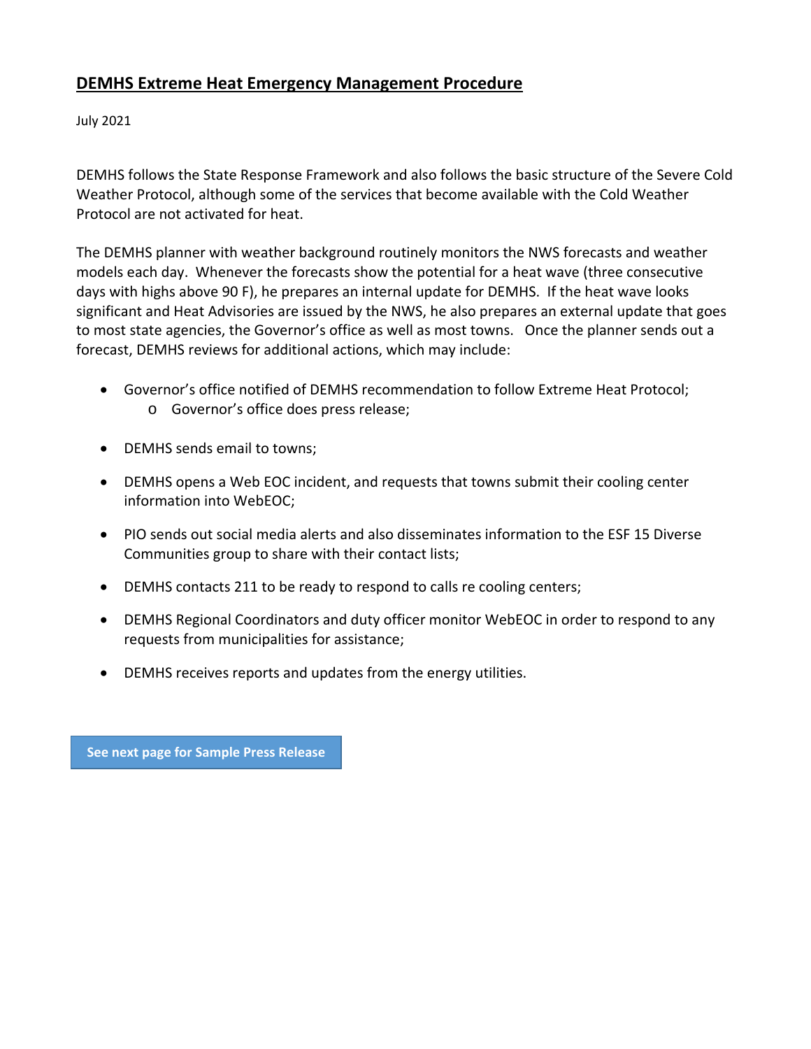# DEMHS Extreme Heat Emergency Management Procedure

July 2021

DEMHS follows the State Response Framework and also follows the basic structure of the Severe Cold Weather Protocol, although some of the services that become available with the Cold Weather Protocol are not activated for heat.

The DEMHS planner with weather background routinely monitors the NWS forecasts and weather models each day. Whenever the forecasts show the potential for a heat wave (three consecutive days with highs above 90 F), he prepares an internal update for DEMHS. If the heat wave looks significant and Heat Advisories are issued by the NWS, he also prepares an external update that goes to most state agencies, the Governor's office as well as most towns. Once the planner sends out a forecast, DEMHS reviews for additional actions, which may include:

- Governor's office notified of DEMHS recommendation to follow Extreme Heat Protocol;
    - Governor's office does press release;
- DEMHS sends email to towns;
- DEMHS opens a Web EOC incident, and requests that towns submit their cooling center information into WebEOC;
- PIO sends out social media alerts and also disseminates information to the ESF 15 Diverse Communities group to share with their contact lists;
- DEMHS contacts 211 to be ready to respond to calls re cooling centers;
- DEMHS Regional Coordinators and duty officer monitor WebEOC in order to respond to any requests from municipalities for assistance;
- DEMHS receives reports and updates from the energy utilities.

**See next page for Sample Press Release**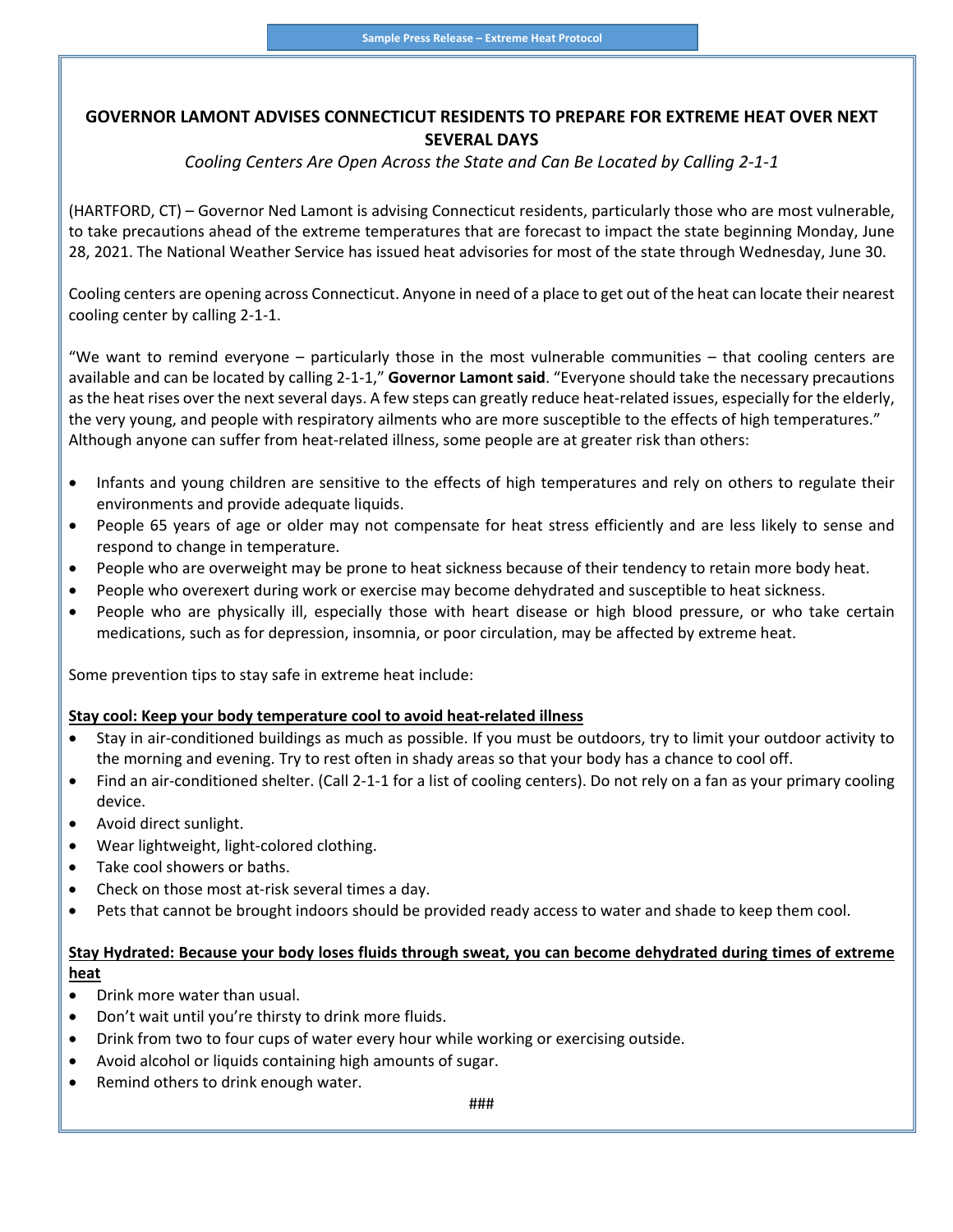Sample Press Release – Extreme Heat Protocol

# GOVERNOR LAMONT ADVISES CONNECTICUT RESIDENTS TO PREPARE FOR EXTREME HEAT OVER NEXT SEVERAL DAYS

*Cooling Centers Are Open Across the State and Can Be Located by Calling 2-1-1*

(HARTFORD, CT) – Governor Ned Lamont is advising Connecticut residents, particularly those who are most vulnerable, to take precautions ahead of the extreme temperatures that are forecast to impact the state beginning Monday, June 28, 2021. The National Weather Service has issued heat advisories for most of the state through Wednesday, June 30.

Cooling centers are opening across Connecticut. Anyone in need of a place to get out of the heat can locate their nearest cooling center by calling 2-1-1.

"We want to remind everyone – particularly those in the most vulnerable communities – that cooling centers are available and can be located by calling 2-1-1," **Governor Lamont said**. "Everyone should take the necessary precautions as the heat rises over the next several days. A few steps can greatly reduce heat-related issues, especially for the elderly, the very young, and people with respiratory ailments who are more susceptible to the effects of high temperatures." Although anyone can suffer from heat-related illness, some people are at greater risk than others:

- Infants and young children are sensitive to the effects of high temperatures and rely on others to regulate their environments and provide adequate liquids.
- People 65 years of age or older may not compensate for heat stress efficiently and are less likely to sense and respond to change in temperature.
- People who are overweight may be prone to heat sickness because of their tendency to retain more body heat.
- People who overexert during work or exercise may become dehydrated and susceptible to heat sickness.
- People who are physically ill, especially those with heart disease or high blood pressure, or who take certain medications, such as for depression, insomnia, or poor circulation, may be affected by extreme heat.

Some prevention tips to stay safe in extreme heat include:

**<u>Stay cool: Keep your body temperature cool to avoid heat-related illness</u>**

- Stay in air-conditioned buildings as much as possible. If you must be outdoors, try to limit your outdoor activity to the morning and evening. Try to rest often in shady areas so that your body has a chance to cool off.
- Find an air-conditioned shelter. (Call 2-1-1 for a list of cooling centers). Do not rely on a fan as your primary cooling device.
- Avoid direct sunlight.
- Wear lightweight, light-colored clothing.
- Take cool showers or baths.
- Check on those most at-risk several times a day.
- Pets that cannot be brought indoors should be provided ready access to water and shade to keep them cool.

**<u>Stay Hydrated: Because your body loses fluids through sweat, you can become dehydrated during times of extreme heat</u>**

- Drink more water than usual.
- Don't wait until you're thirsty to drink more fluids.
- Drink from two to four cups of water every hour while working or exercising outside.
- Avoid alcohol or liquids containing high amounts of sugar.
- Remind others to drink enough water.

###